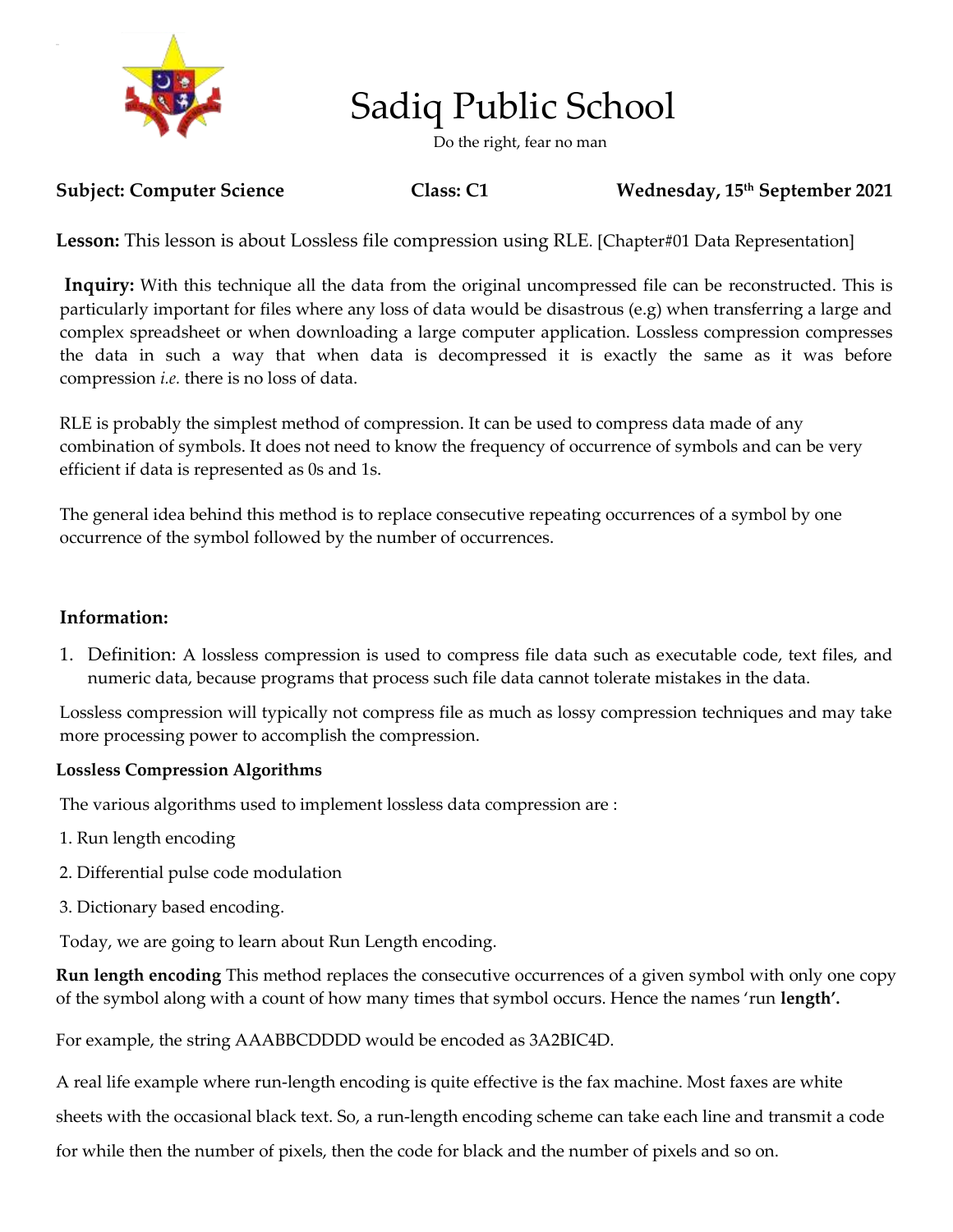# Sadiq Public School

Do the right, fear no man

**Subject: Computer Science** **Class: C1** **Wednesday, 15th September 2021**

**Lesson:** This lesson is about Lossless file compression using RLE. [Chapter#01 Data Representation]

**Inquiry:** With this technique all the data from the original uncompressed file can be reconstructed. This is particularly important for files where any loss of data would be disastrous (e.g) when transferring a large and complex spreadsheet or when downloading a large computer application. Lossless compression compresses the data in such a way that when data is decompressed it is exactly the same as it was before compression *i.e.* there is no loss of data.

RLE is probably the simplest method of compression. It can be used to compress data made of any combination of symbols. It does not need to know the frequency of occurrence of symbols and can be very efficient if data is represented as 0s and 1s.

The general idea behind this method is to replace consecutive repeating occurrences of a symbol by one occurrence of the symbol followed by the number of occurrences.

## Information:

1. Definition: A lossless compression is used to compress file data such as executable code, text files, and numeric data, because programs that process such file data cannot tolerate mistakes in the data.

Lossless compression will typically not compress file as much as lossy compression techniques and may take more processing power to accomplish the compression.

### Lossless Compression Algorithms

The various algorithms used to implement lossless data compression are :

1. Run length encoding
2. Differential pulse code modulation
3. Dictionary based encoding.

Today, we are going to learn about Run Length encoding.

**Run length encoding** This method replaces the consecutive occurrences of a given symbol with only one copy of the symbol along with a count of how many times that symbol occurs. Hence the names 'run **length'.**

For example, the string AAABBCDDDD would be encoded as 3A2BIC4D.

A real life example where run-length encoding is quite effective is the fax machine. Most faxes are white sheets with the occasional black text. So, a run-length encoding scheme can take each line and transmit a code for while then the number of pixels, then the code for black and the number of pixels and so on.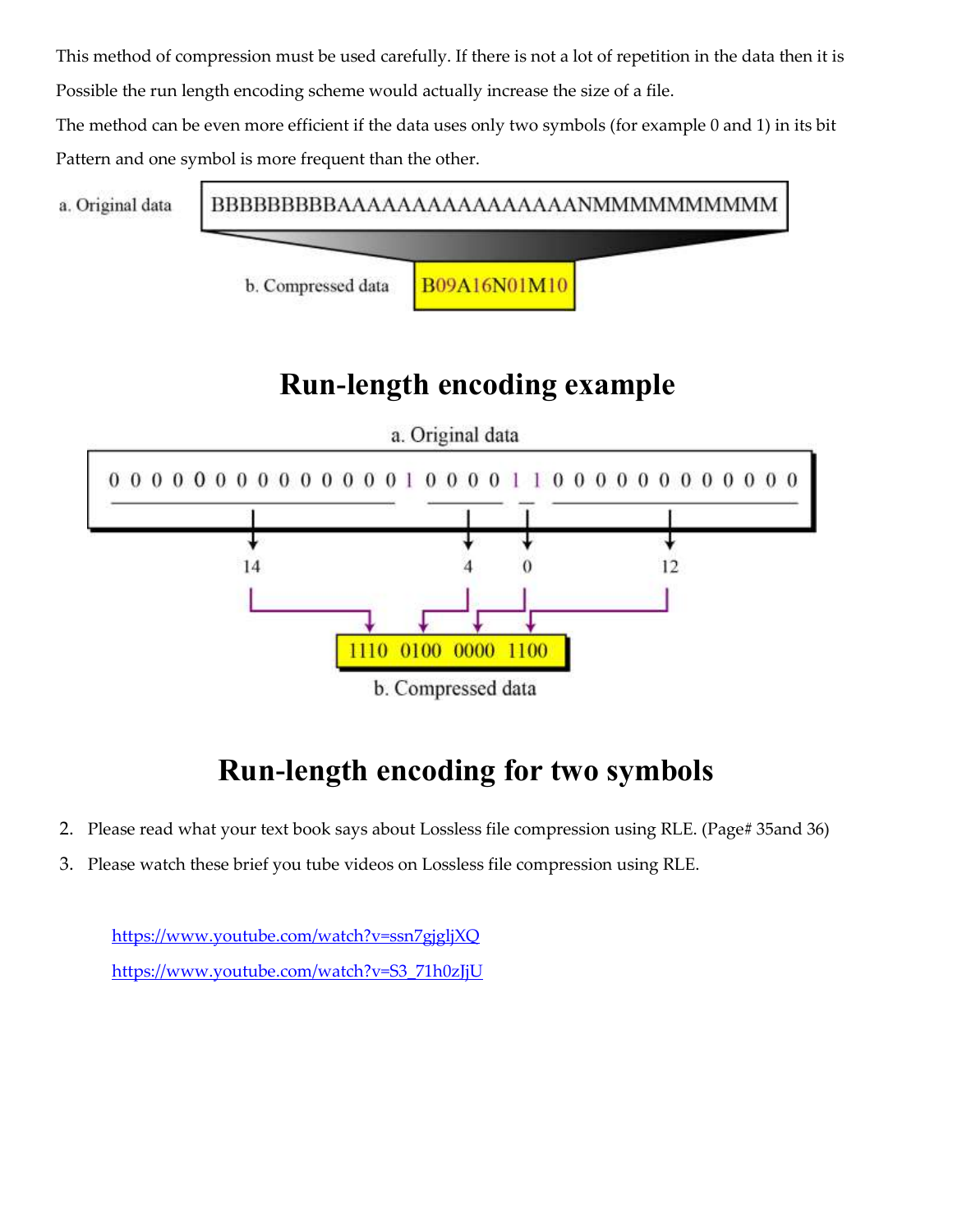This method of compression must be used carefully. If there is not a lot of repetition in the data then it is Possible the run length encoding scheme would actually increase the size of a file.

The method can be even more efficient if the data uses only two symbols (for example 0 and 1) in its bit Pattern and one symbol is more frequent than the other.

a. Original data: BBBBBBBBBAAAAAAAAAAAAAAAANMMMMMMMMMM

b. Compressed data: B09A16N01M10

## Run-length encoding example

a. Original data

0 0 0 0 0 0 0 0 0 0 0 0 0 0 1 0 0 0 0 1 1 0 0 0 0 0 0 0 0 0 0 0 0

14 4 0 12

1110 0100 0000 1100

b. Compressed data

## Run-length encoding for two symbols

2. Please read what your text book says about Lossless file compression using RLE. (Page# 35and 36)
3. Please watch these brief you tube videos on Lossless file compression using RLE.

https://www.youtube.com/watch?v=ssn7gjgljXQ

https://www.youtube.com/watch?v=S3_71h0zJjU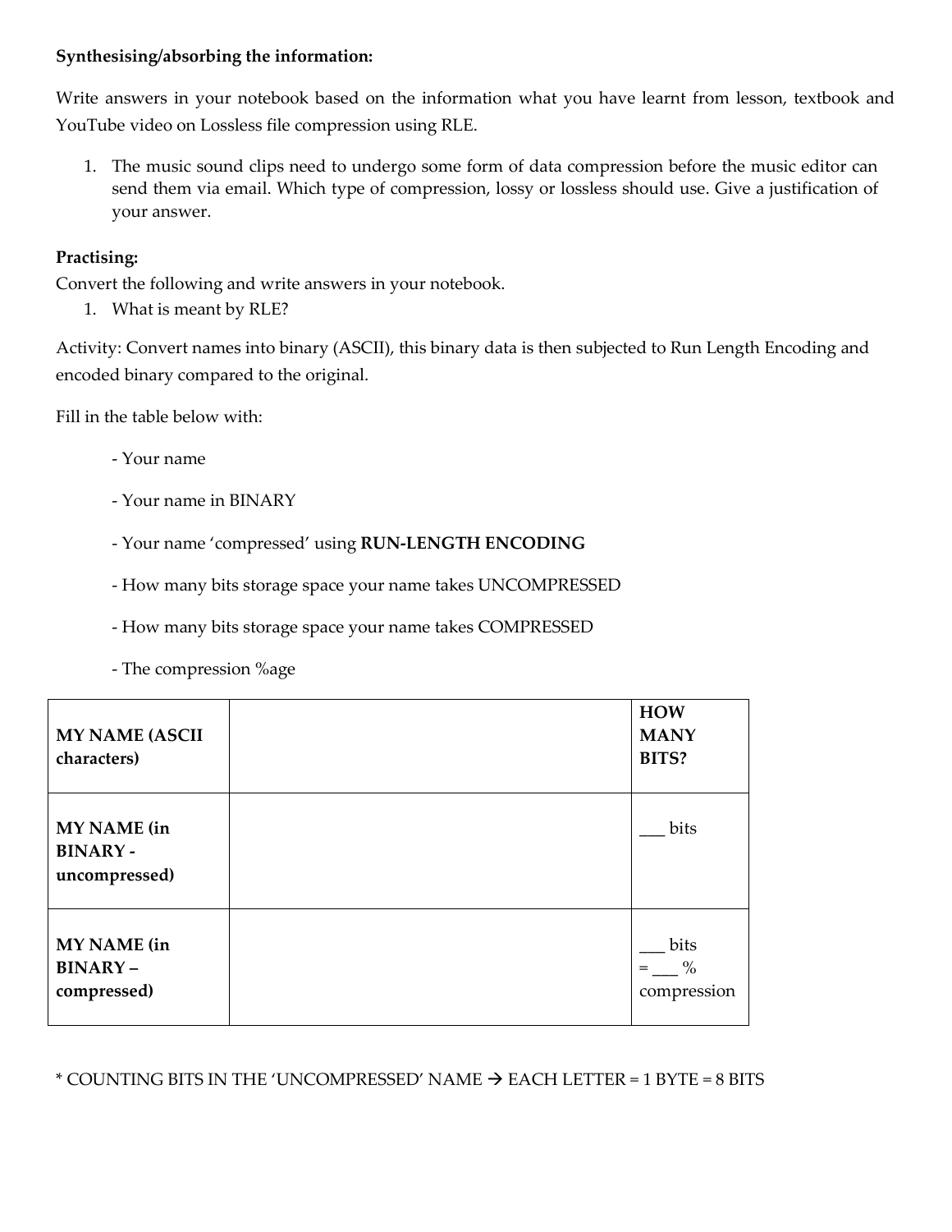**Synthesising/absorbing the information:**

Write answers in your notebook based on the information what you have learnt from lesson, textbook and YouTube video on Lossless file compression using RLE.

1. The music sound clips need to undergo some form of data compression before the music editor can send them via email. Which type of compression, lossy or lossless should use. Give a justification of your answer.

**Practising:**

Convert the following and write answers in your notebook.

1. What is meant by RLE?

Activity: Convert names into binary (ASCII), this binary data is then subjected to Run Length Encoding and encoded binary compared to the original.

Fill in the table below with:

- Your name
- Your name in BINARY
- Your name 'compressed' using **RUN-LENGTH ENCODING**
- How many bits storage space your name takes UNCOMPRESSED
- How many bits storage space your name takes COMPRESSED
- The compression %age

| **MY NAME (ASCII characters)** | | **HOW MANY BITS?** |
|---|---|---|
| **MY NAME (in BINARY - uncompressed)** | | ___ bits |
| **MY NAME (in BINARY – compressed)** | | ___ bits = ___ % compression |

* COUNTING BITS IN THE 'UNCOMPRESSED' NAME → EACH LETTER = 1 BYTE = 8 BITS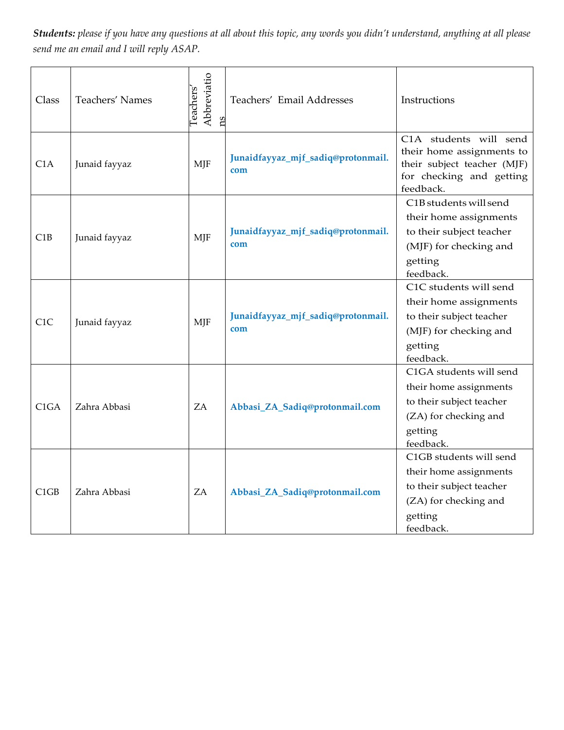***Students:*** *please if you have any questions at all about this topic, any words you didn't understand, anything at all please send me an email and I will reply ASAP.*

| Class | Teachers' Names | Teachers' Abbreviations | Teachers' Email Addresses | Instructions |
|---|---|---|---|---|
| C1A | Junaid fayyaz | MJF | **Junaidfayyaz_mjf_sadiq@protonmail.com** | C1A students will send their home assignments to their subject teacher (MJF) for checking and getting feedback. |
| C1B | Junaid fayyaz | MJF | **Junaidfayyaz_mjf_sadiq@protonmail.com** | C1B students will send their home assignments to their subject teacher (MJF) for checking and getting feedback. |
| C1C | Junaid fayyaz | MJF | **Junaidfayyaz_mjf_sadiq@protonmail.com** | C1C students will send their home assignments to their subject teacher (MJF) for checking and getting feedback. |
| C1GA | Zahra Abbasi | ZA | **Abbasi_ZA_Sadiq@protonmail.com** | C1GA students will send their home assignments to their subject teacher (ZA) for checking and getting feedback. |
| C1GB | Zahra Abbasi | ZA | **Abbasi_ZA_Sadiq@protonmail.com** | C1GB students will send their home assignments to their subject teacher (ZA) for checking and getting feedback. |